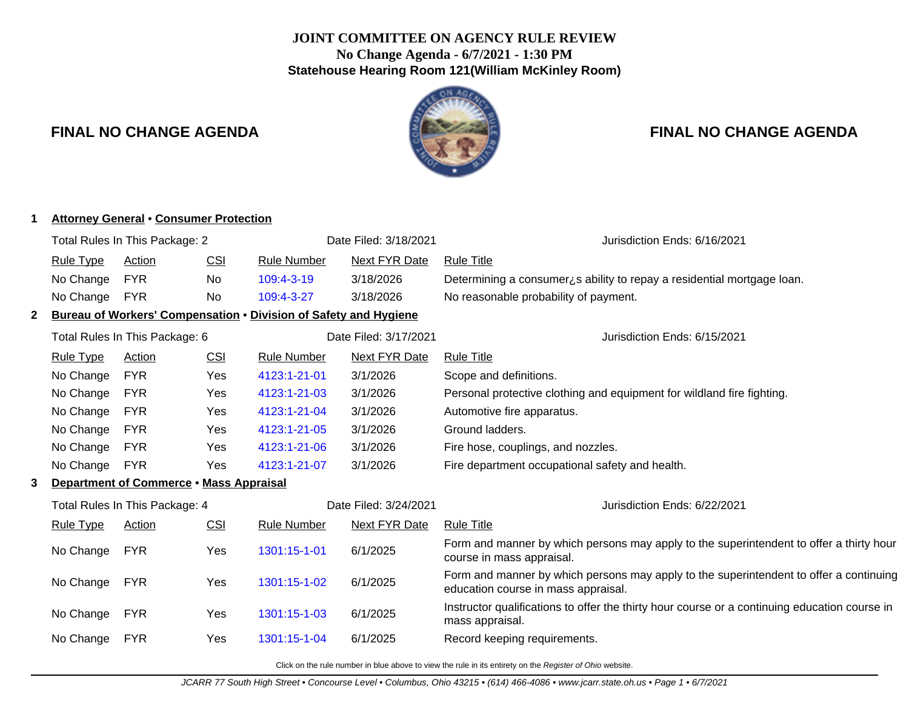**JOINT COMMITTEE ON AGENCY RULE REVIEW**
**No Change Agenda - 6/7/2021 - 1:30 PM**
**Statehouse Hearing Room 121(William McKinley Room)**

## FINAL NO CHANGE AGENDA

**1 Attorney General • Consumer Protection**

Total Rules In This Package: 2 | Date Filed: 3/18/2021 | Jurisdiction Ends: 6/16/2021

| Rule Type | Action | CSI | Rule Number | Next FYR Date | Rule Title |
|---|---|---|---|---|---|
| No Change | FYR | No | 109:4-3-19 | 3/18/2026 | Determining a consumer¿s ability to repay a residential mortgage loan. |
| No Change | FYR | No | 109:4-3-27 | 3/18/2026 | No reasonable probability of payment. |

**2 Bureau of Workers' Compensation • Division of Safety and Hygiene**

Total Rules In This Package: 6 | Date Filed: 3/17/2021 | Jurisdiction Ends: 6/15/2021

| Rule Type | Action | CSI | Rule Number | Next FYR Date | Rule Title |
|---|---|---|---|---|---|
| No Change | FYR | Yes | 4123:1-21-01 | 3/1/2026 | Scope and definitions. |
| No Change | FYR | Yes | 4123:1-21-03 | 3/1/2026 | Personal protective clothing and equipment for wildland fire fighting. |
| No Change | FYR | Yes | 4123:1-21-04 | 3/1/2026 | Automotive fire apparatus. |
| No Change | FYR | Yes | 4123:1-21-05 | 3/1/2026 | Ground ladders. |
| No Change | FYR | Yes | 4123:1-21-06 | 3/1/2026 | Fire hose, couplings, and nozzles. |
| No Change | FYR | Yes | 4123:1-21-07 | 3/1/2026 | Fire department occupational safety and health. |

**3 Department of Commerce • Mass Appraisal**

Total Rules In This Package: 4 | Date Filed: 3/24/2021 | Jurisdiction Ends: 6/22/2021

| Rule Type | Action | CSI | Rule Number | Next FYR Date | Rule Title |
|---|---|---|---|---|---|
| No Change | FYR | Yes | 1301:15-1-01 | 6/1/2025 | Form and manner by which persons may apply to the superintendent to offer a thirty hour course in mass appraisal. |
| No Change | FYR | Yes | 1301:15-1-02 | 6/1/2025 | Form and manner by which persons may apply to the superintendent to offer a continuing education course in mass appraisal. |
| No Change | FYR | Yes | 1301:15-1-03 | 6/1/2025 | Instructor qualifications to offer the thirty hour course or a continuing education course in mass appraisal. |
| No Change | FYR | Yes | 1301:15-1-04 | 6/1/2025 | Record keeping requirements. |

Click on the rule number in blue above to view the rule in its entirety on the *Register of Ohio* website.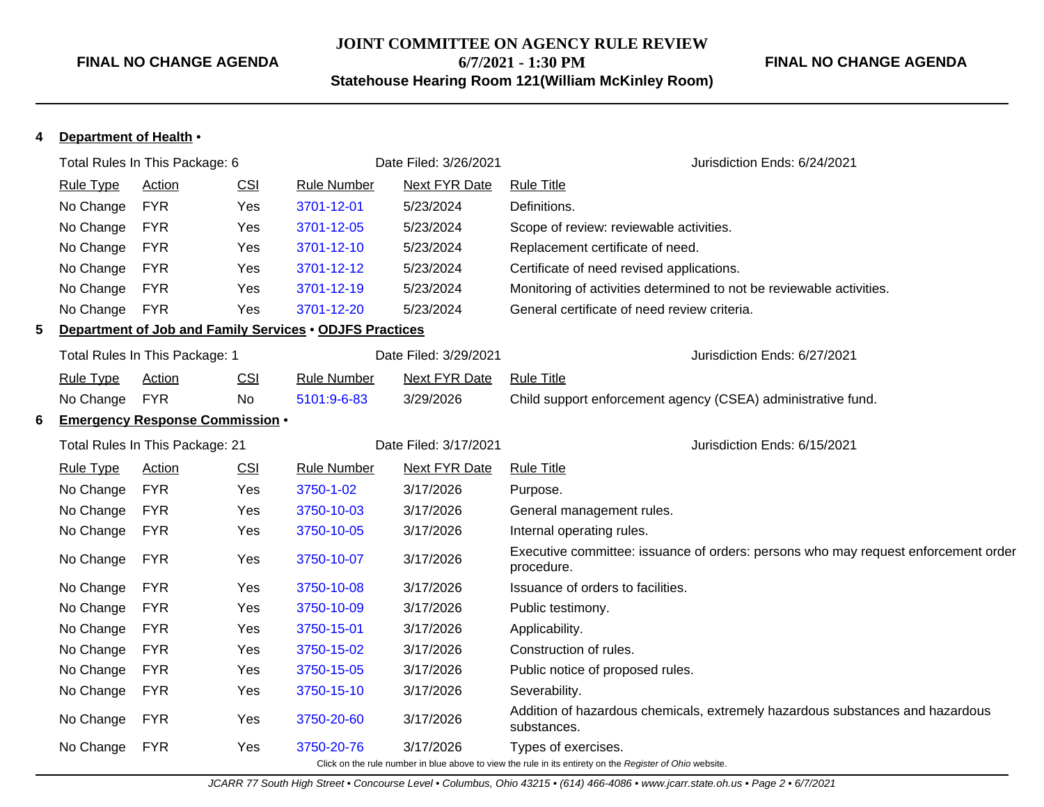**FINAL NO CHANGE AGENDA**

**JOINT COMMITTEE ON AGENCY RULE REVIEW**
**6/7/2021 - 1:30 PM**
**Statehouse Hearing Room 121(William McKinley Room)**

**FINAL NO CHANGE AGENDA**

**4 Department of Health •**

Total Rules In This Package: 6 | Date Filed: 3/26/2021 | Jurisdiction Ends: 6/24/2021

| Rule Type | Action | CSI | Rule Number | Next FYR Date | Rule Title |
|---|---|---|---|---|---|
| No Change | FYR | Yes | 3701-12-01 | 5/23/2024 | Definitions. |
| No Change | FYR | Yes | 3701-12-05 | 5/23/2024 | Scope of review: reviewable activities. |
| No Change | FYR | Yes | 3701-12-10 | 5/23/2024 | Replacement certificate of need. |
| No Change | FYR | Yes | 3701-12-12 | 5/23/2024 | Certificate of need revised applications. |
| No Change | FYR | Yes | 3701-12-19 | 5/23/2024 | Monitoring of activities determined to not be reviewable activities. |
| No Change | FYR | Yes | 3701-12-20 | 5/23/2024 | General certificate of need review criteria. |

**5 Department of Job and Family Services • ODJFS Practices**

Total Rules In This Package: 1 | Date Filed: 3/29/2021 | Jurisdiction Ends: 6/27/2021

| Rule Type | Action | CSI | Rule Number | Next FYR Date | Rule Title |
|---|---|---|---|---|---|
| No Change | FYR | No | 5101:9-6-83 | 3/29/2026 | Child support enforcement agency (CSEA) administrative fund. |

**6 Emergency Response Commission •**

Total Rules In This Package: 21 | Date Filed: 3/17/2021 | Jurisdiction Ends: 6/15/2021

| Rule Type | Action | CSI | Rule Number | Next FYR Date | Rule Title |
|---|---|---|---|---|---|
| No Change | FYR | Yes | 3750-1-02 | 3/17/2026 | Purpose. |
| No Change | FYR | Yes | 3750-10-03 | 3/17/2026 | General management rules. |
| No Change | FYR | Yes | 3750-10-05 | 3/17/2026 | Internal operating rules. |
| No Change | FYR | Yes | 3750-10-07 | 3/17/2026 | Executive committee: issuance of orders: persons who may request enforcement order procedure. |
| No Change | FYR | Yes | 3750-10-08 | 3/17/2026 | Issuance of orders to facilities. |
| No Change | FYR | Yes | 3750-10-09 | 3/17/2026 | Public testimony. |
| No Change | FYR | Yes | 3750-15-01 | 3/17/2026 | Applicability. |
| No Change | FYR | Yes | 3750-15-02 | 3/17/2026 | Construction of rules. |
| No Change | FYR | Yes | 3750-15-05 | 3/17/2026 | Public notice of proposed rules. |
| No Change | FYR | Yes | 3750-15-10 | 3/17/2026 | Severability. |
| No Change | FYR | Yes | 3750-20-60 | 3/17/2026 | Addition of hazardous chemicals, extremely hazardous substances and hazardous substances. |
| No Change | FYR | Yes | 3750-20-76 | 3/17/2026 | Types of exercises. |

Click on the rule number in blue above to view the rule in its entirety on the *Register of Ohio* website.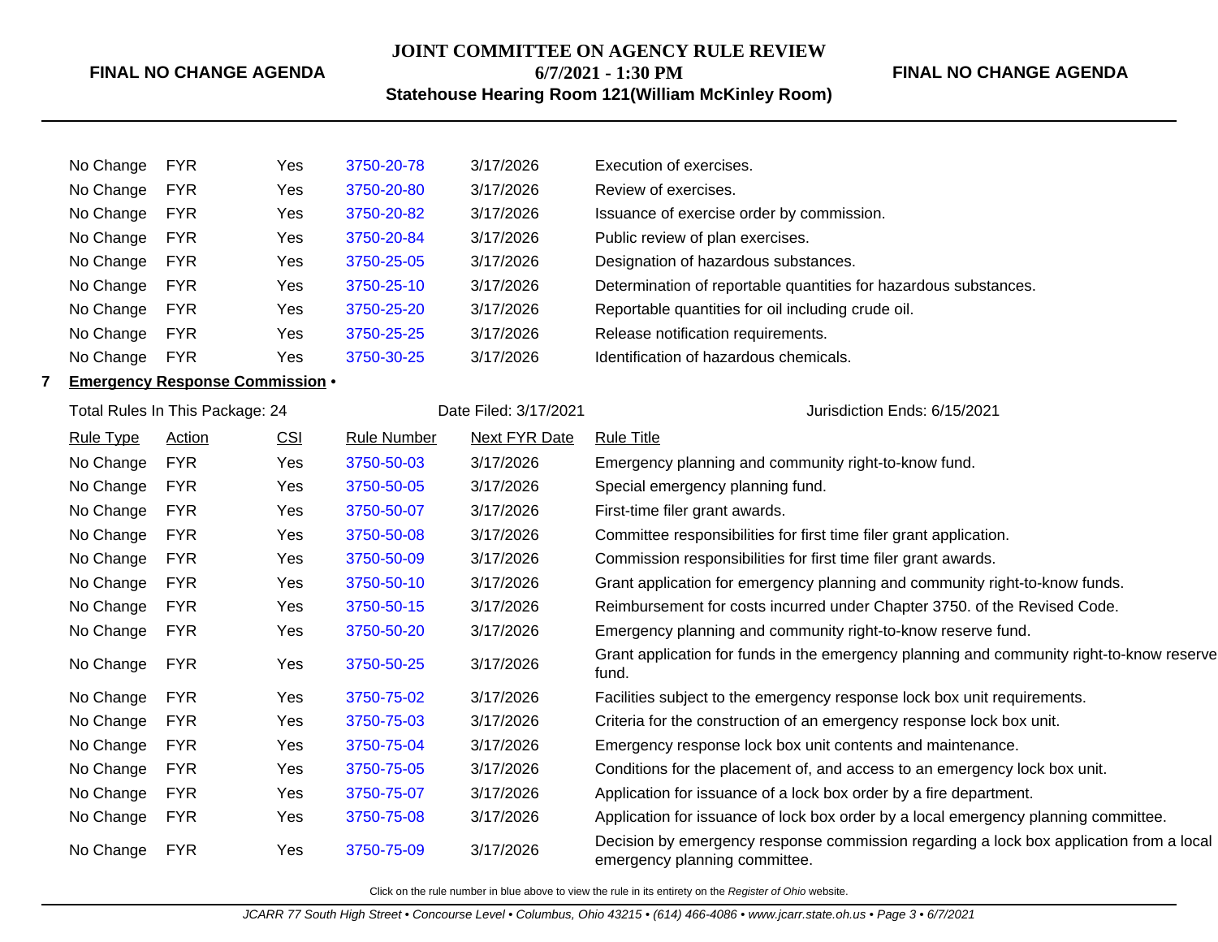| No Change | FYR | Yes | 3750-20-78 | 3/17/2026 | Execution of exercises. |
|---|---|---|---|---|---|
| No Change | FYR | Yes | 3750-20-80 | 3/17/2026 | Review of exercises. |
| No Change | FYR | Yes | 3750-20-82 | 3/17/2026 | Issuance of exercise order by commission. |
| No Change | FYR | Yes | 3750-20-84 | 3/17/2026 | Public review of plan exercises. |
| No Change | FYR | Yes | 3750-25-05 | 3/17/2026 | Designation of hazardous substances. |
| No Change | FYR | Yes | 3750-25-10 | 3/17/2026 | Determination of reportable quantities for hazardous substances. |
| No Change | FYR | Yes | 3750-25-20 | 3/17/2026 | Reportable quantities for oil including crude oil. |
| No Change | FYR | Yes | 3750-25-25 | 3/17/2026 | Release notification requirements. |
| No Change | FYR | Yes | 3750-30-25 | 3/17/2026 | Identification of hazardous chemicals. |

**7 Emergency Response Commission •**

Total Rules In This Package: 24 — Date Filed: 3/17/2021 — Jurisdiction Ends: 6/15/2021

| Rule Type | Action | CSI | Rule Number | Next FYR Date | Rule Title |
|---|---|---|---|---|---|
| No Change | FYR | Yes | 3750-50-03 | 3/17/2026 | Emergency planning and community right-to-know fund. |
| No Change | FYR | Yes | 3750-50-05 | 3/17/2026 | Special emergency planning fund. |
| No Change | FYR | Yes | 3750-50-07 | 3/17/2026 | First-time filer grant awards. |
| No Change | FYR | Yes | 3750-50-08 | 3/17/2026 | Committee responsibilities for first time filer grant application. |
| No Change | FYR | Yes | 3750-50-09 | 3/17/2026 | Commission responsibilities for first time filer grant awards. |
| No Change | FYR | Yes | 3750-50-10 | 3/17/2026 | Grant application for emergency planning and community right-to-know funds. |
| No Change | FYR | Yes | 3750-50-15 | 3/17/2026 | Reimbursement for costs incurred under Chapter 3750. of the Revised Code. |
| No Change | FYR | Yes | 3750-50-20 | 3/17/2026 | Emergency planning and community right-to-know reserve fund. |
| No Change | FYR | Yes | 3750-50-25 | 3/17/2026 | Grant application for funds in the emergency planning and community right-to-know reserve fund. |
| No Change | FYR | Yes | 3750-75-02 | 3/17/2026 | Facilities subject to the emergency response lock box unit requirements. |
| No Change | FYR | Yes | 3750-75-03 | 3/17/2026 | Criteria for the construction of an emergency response lock box unit. |
| No Change | FYR | Yes | 3750-75-04 | 3/17/2026 | Emergency response lock box unit contents and maintenance. |
| No Change | FYR | Yes | 3750-75-05 | 3/17/2026 | Conditions for the placement of, and access to an emergency lock box unit. |
| No Change | FYR | Yes | 3750-75-07 | 3/17/2026 | Application for issuance of a lock box order by a fire department. |
| No Change | FYR | Yes | 3750-75-08 | 3/17/2026 | Application for issuance of lock box order by a local emergency planning committee. |
| No Change | FYR | Yes | 3750-75-09 | 3/17/2026 | Decision by emergency response commission regarding a lock box application from a local emergency planning committee. |

Click on the rule number in blue above to view the rule in its entirety on the *Register of Ohio* website.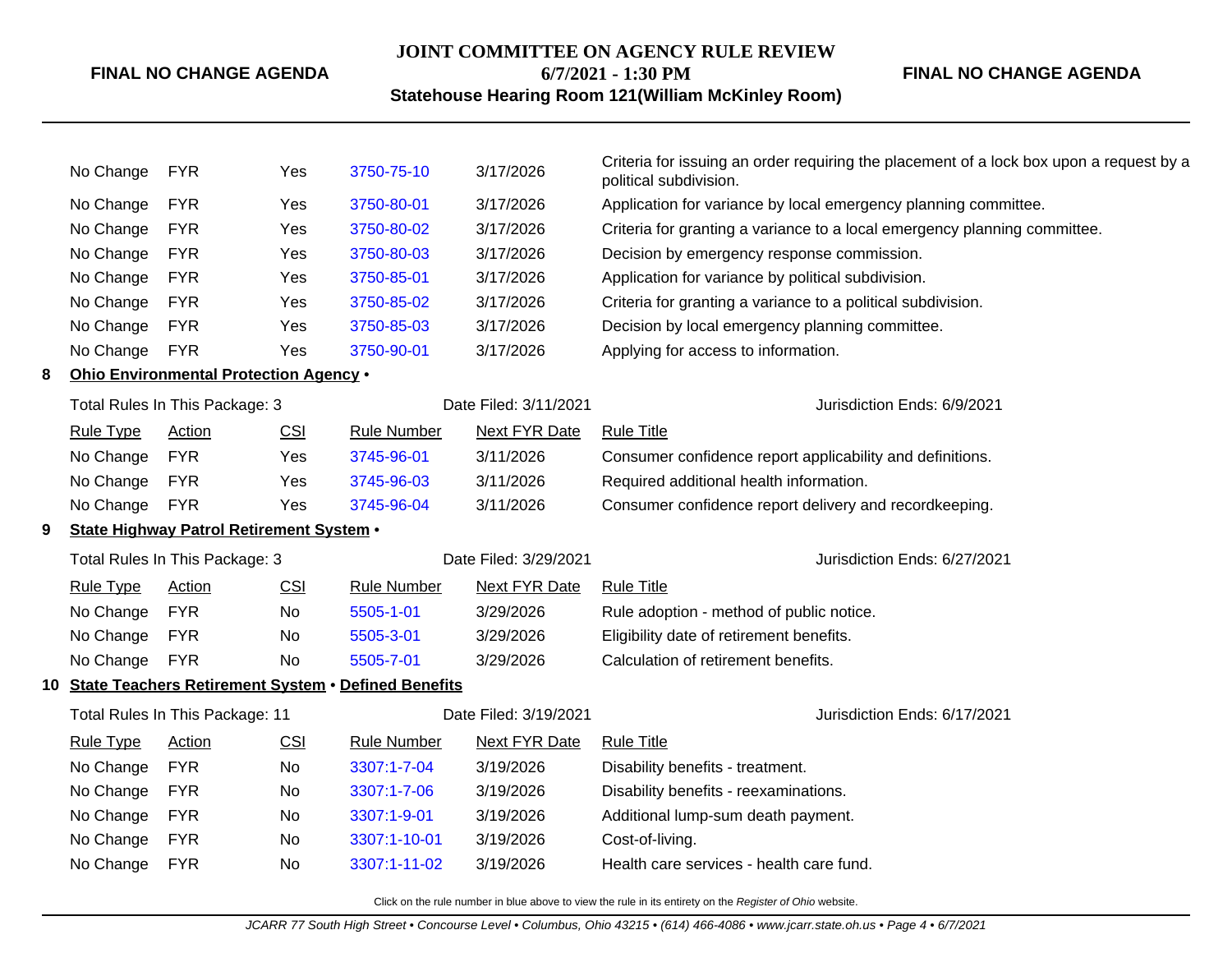| | | | | | |
|---|---|---|---|---|---|
| No Change | FYR | Yes | 3750-75-10 | 3/17/2026 | Criteria for issuing an order requiring the placement of a lock box upon a request by a political subdivision. |
| No Change | FYR | Yes | 3750-80-01 | 3/17/2026 | Application for variance by local emergency planning committee. |
| No Change | FYR | Yes | 3750-80-02 | 3/17/2026 | Criteria for granting a variance to a local emergency planning committee. |
| No Change | FYR | Yes | 3750-80-03 | 3/17/2026 | Decision by emergency response commission. |
| No Change | FYR | Yes | 3750-85-01 | 3/17/2026 | Application for variance by political subdivision. |
| No Change | FYR | Yes | 3750-85-02 | 3/17/2026 | Criteria for granting a variance to a political subdivision. |
| No Change | FYR | Yes | 3750-85-03 | 3/17/2026 | Decision by local emergency planning committee. |
| No Change | FYR | Yes | 3750-90-01 | 3/17/2026 | Applying for access to information. |

**8 Ohio Environmental Protection Agency •**

Total Rules In This Package: 3 | Date Filed: 3/11/2021 | Jurisdiction Ends: 6/9/2021

| Rule Type | Action | CSI | Rule Number | Next FYR Date | Rule Title |
|---|---|---|---|---|---|
| No Change | FYR | Yes | 3745-96-01 | 3/11/2026 | Consumer confidence report applicability and definitions. |
| No Change | FYR | Yes | 3745-96-03 | 3/11/2026 | Required additional health information. |
| No Change | FYR | Yes | 3745-96-04 | 3/11/2026 | Consumer confidence report delivery and recordkeeping. |

**9 State Highway Patrol Retirement System •**

Total Rules In This Package: 3 | Date Filed: 3/29/2021 | Jurisdiction Ends: 6/27/2021

| Rule Type | Action | CSI | Rule Number | Next FYR Date | Rule Title |
|---|---|---|---|---|---|
| No Change | FYR | No | 5505-1-01 | 3/29/2026 | Rule adoption - method of public notice. |
| No Change | FYR | No | 5505-3-01 | 3/29/2026 | Eligibility date of retirement benefits. |
| No Change | FYR | No | 5505-7-01 | 3/29/2026 | Calculation of retirement benefits. |

**10 State Teachers Retirement System • Defined Benefits**

Total Rules In This Package: 11 | Date Filed: 3/19/2021 | Jurisdiction Ends: 6/17/2021

| Rule Type | Action | CSI | Rule Number | Next FYR Date | Rule Title |
|---|---|---|---|---|---|
| No Change | FYR | No | 3307:1-7-04 | 3/19/2026 | Disability benefits - treatment. |
| No Change | FYR | No | 3307:1-7-06 | 3/19/2026 | Disability benefits - reexaminations. |
| No Change | FYR | No | 3307:1-9-01 | 3/19/2026 | Additional lump-sum death payment. |
| No Change | FYR | No | 3307:1-10-01 | 3/19/2026 | Cost-of-living. |
| No Change | FYR | No | 3307:1-11-02 | 3/19/2026 | Health care services - health care fund. |

Click on the rule number in blue above to view the rule in its entirety on the *Register of Ohio* website.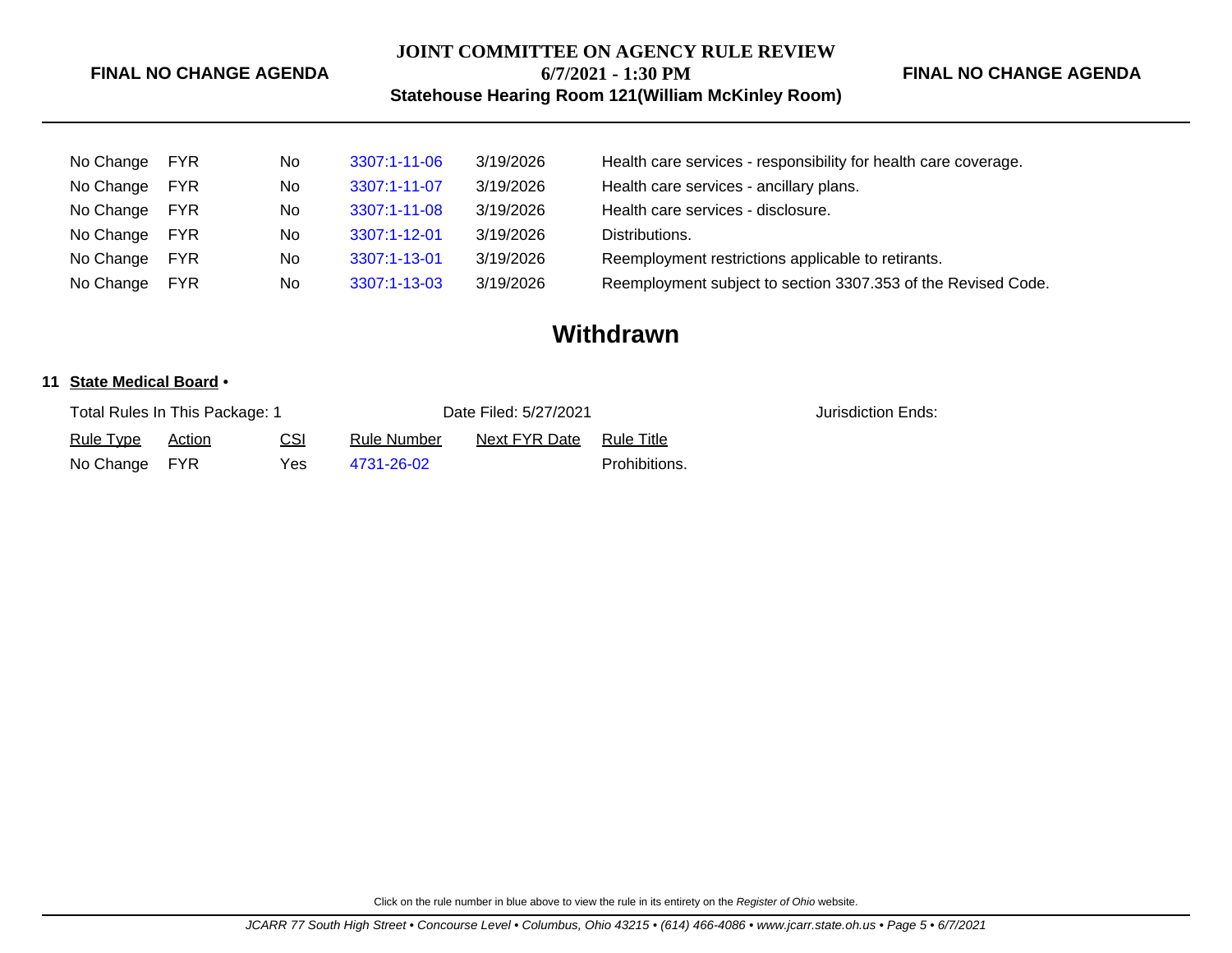| | | | | | |
|---|---|---|---|---|---|
| No Change | FYR | No | 3307:1-11-06 | 3/19/2026 | Health care services - responsibility for health care coverage. |
| No Change | FYR | No | 3307:1-11-07 | 3/19/2026 | Health care services - ancillary plans. |
| No Change | FYR | No | 3307:1-11-08 | 3/19/2026 | Health care services - disclosure. |
| No Change | FYR | No | 3307:1-12-01 | 3/19/2026 | Distributions. |
| No Change | FYR | No | 3307:1-13-01 | 3/19/2026 | Reemployment restrictions applicable to retirants. |
| No Change | FYR | No | 3307:1-13-03 | 3/19/2026 | Reemployment subject to section 3307.353 of the Revised Code. |

## Withdrawn

**11 State Medical Board** •

Total Rules In This Package: 1 Date Filed: 5/27/2021 Jurisdiction Ends:

| Rule Type | Action | CSI | Rule Number | Next FYR Date | Rule Title |
|---|---|---|---|---|---|
| No Change | FYR | Yes | 4731-26-02 | | Prohibitions. |

Click on the rule number in blue above to view the rule in its entirety on the *Register of Ohio* website.